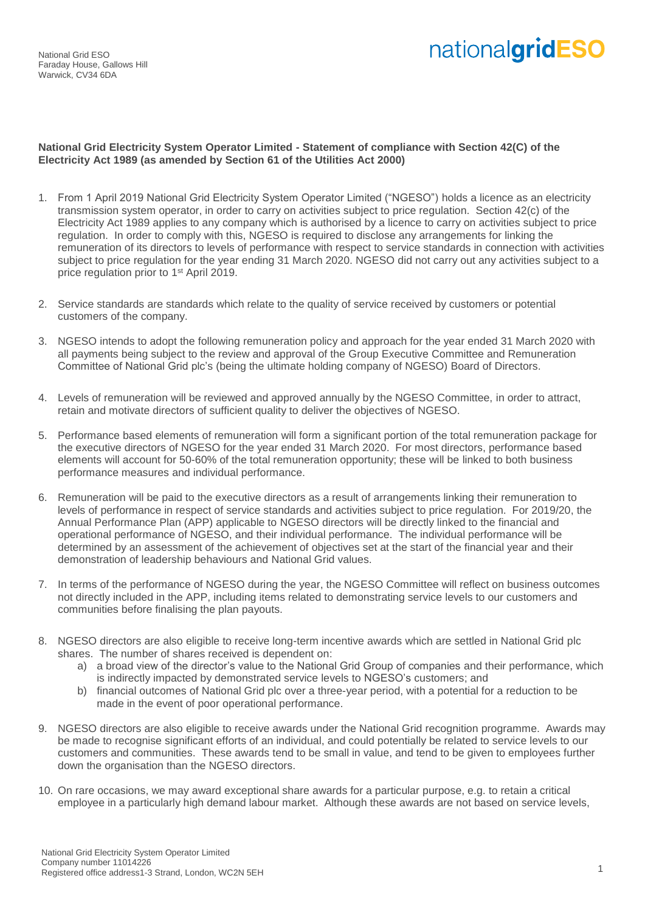National Grid ESO
Faraday House, Gallows Hill
Warwick, CV34 6DA

**National Grid Electricity System Operator Limited - Statement of compliance with Section 42(C) of the Electricity Act 1989 (as amended by Section 61 of the Utilities Act 2000)**

1. From 1 April 2019 National Grid Electricity System Operator Limited ("NGESO") holds a licence as an electricity transmission system operator, in order to carry on activities subject to price regulation. Section 42(c) of the Electricity Act 1989 applies to any company which is authorised by a licence to carry on activities subject to price regulation. In order to comply with this, NGESO is required to disclose any arrangements for linking the remuneration of its directors to levels of performance with respect to service standards in connection with activities subject to price regulation for the year ending 31 March 2020. NGESO did not carry out any activities subject to a price regulation prior to 1st April 2019.

2. Service standards are standards which relate to the quality of service received by customers or potential customers of the company.

3. NGESO intends to adopt the following remuneration policy and approach for the year ended 31 March 2020 with all payments being subject to the review and approval of the Group Executive Committee and Remuneration Committee of National Grid plc's (being the ultimate holding company of NGESO) Board of Directors.

4. Levels of remuneration will be reviewed and approved annually by the NGESO Committee, in order to attract, retain and motivate directors of sufficient quality to deliver the objectives of NGESO.

5. Performance based elements of remuneration will form a significant portion of the total remuneration package for the executive directors of NGESO for the year ended 31 March 2020. For most directors, performance based elements will account for 50-60% of the total remuneration opportunity; these will be linked to both business performance measures and individual performance.

6. Remuneration will be paid to the executive directors as a result of arrangements linking their remuneration to levels of performance in respect of service standards and activities subject to price regulation. For 2019/20, the Annual Performance Plan (APP) applicable to NGESO directors will be directly linked to the financial and operational performance of NGESO, and their individual performance. The individual performance will be determined by an assessment of the achievement of objectives set at the start of the financial year and their demonstration of leadership behaviours and National Grid values.

7. In terms of the performance of NGESO during the year, the NGESO Committee will reflect on business outcomes not directly included in the APP, including items related to demonstrating service levels to our customers and communities before finalising the plan payouts.

8. NGESO directors are also eligible to receive long-term incentive awards which are settled in National Grid plc shares. The number of shares received is dependent on:
   a) a broad view of the director's value to the National Grid Group of companies and their performance, which is indirectly impacted by demonstrated service levels to NGESO's customers; and
   b) financial outcomes of National Grid plc over a three-year period, with a potential for a reduction to be made in the event of poor operational performance.

9. NGESO directors are also eligible to receive awards under the National Grid recognition programme. Awards may be made to recognise significant efforts of an individual, and could potentially be related to service levels to our customers and communities. These awards tend to be small in value, and tend to be given to employees further down the organisation than the NGESO directors.

10. On rare occasions, we may award exceptional share awards for a particular purpose, e.g. to retain a critical employee in a particularly high demand labour market. Although these awards are not based on service levels,

National Grid Electricity System Operator Limited
Company number 11014226
Registered office address1-3 Strand, London, WC2N 5EH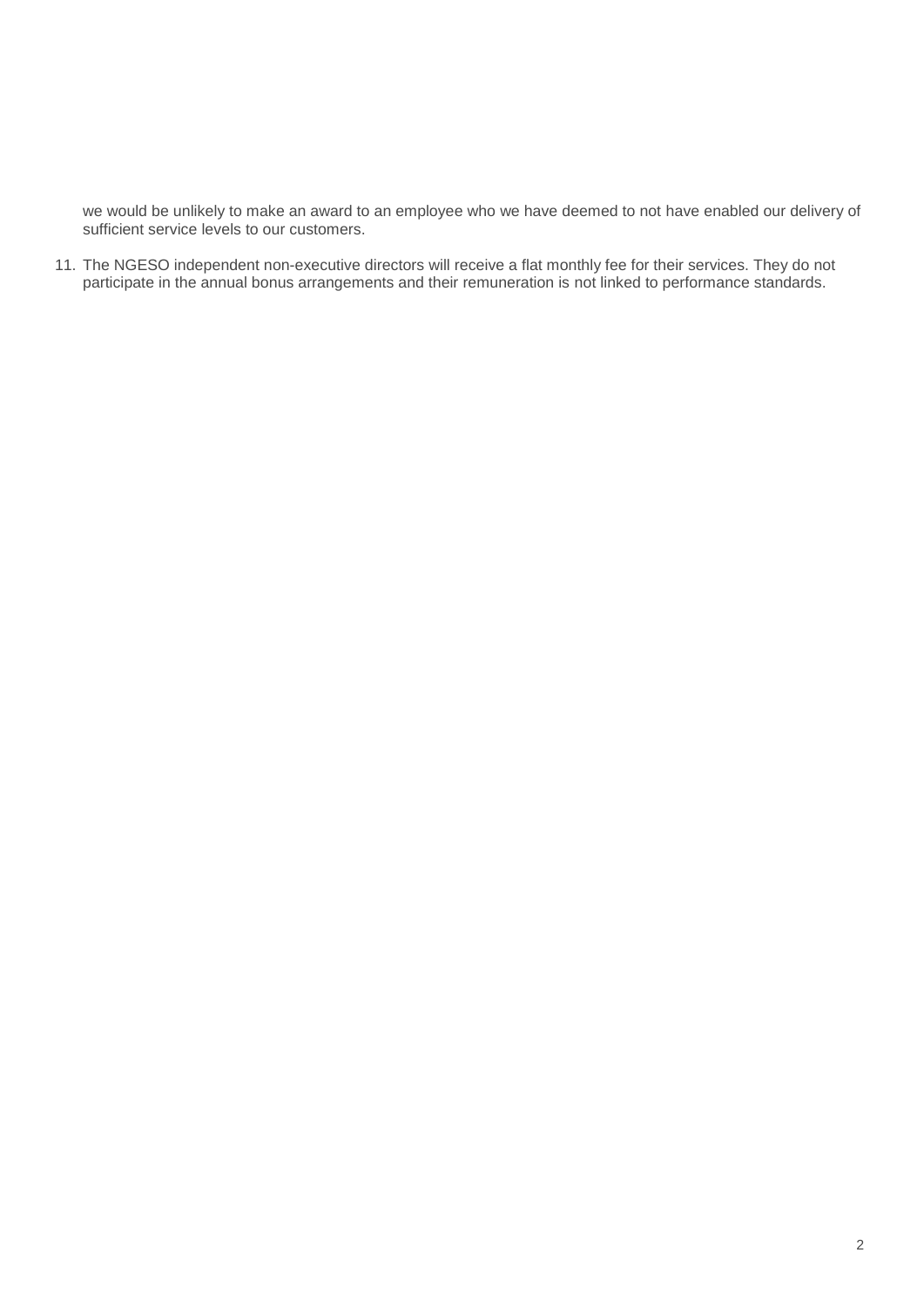we would be unlikely to make an award to an employee who we have deemed to not have enabled our delivery of sufficient service levels to our customers.

11. The NGESO independent non-executive directors will receive a flat monthly fee for their services. They do not participate in the annual bonus arrangements and their remuneration is not linked to performance standards.